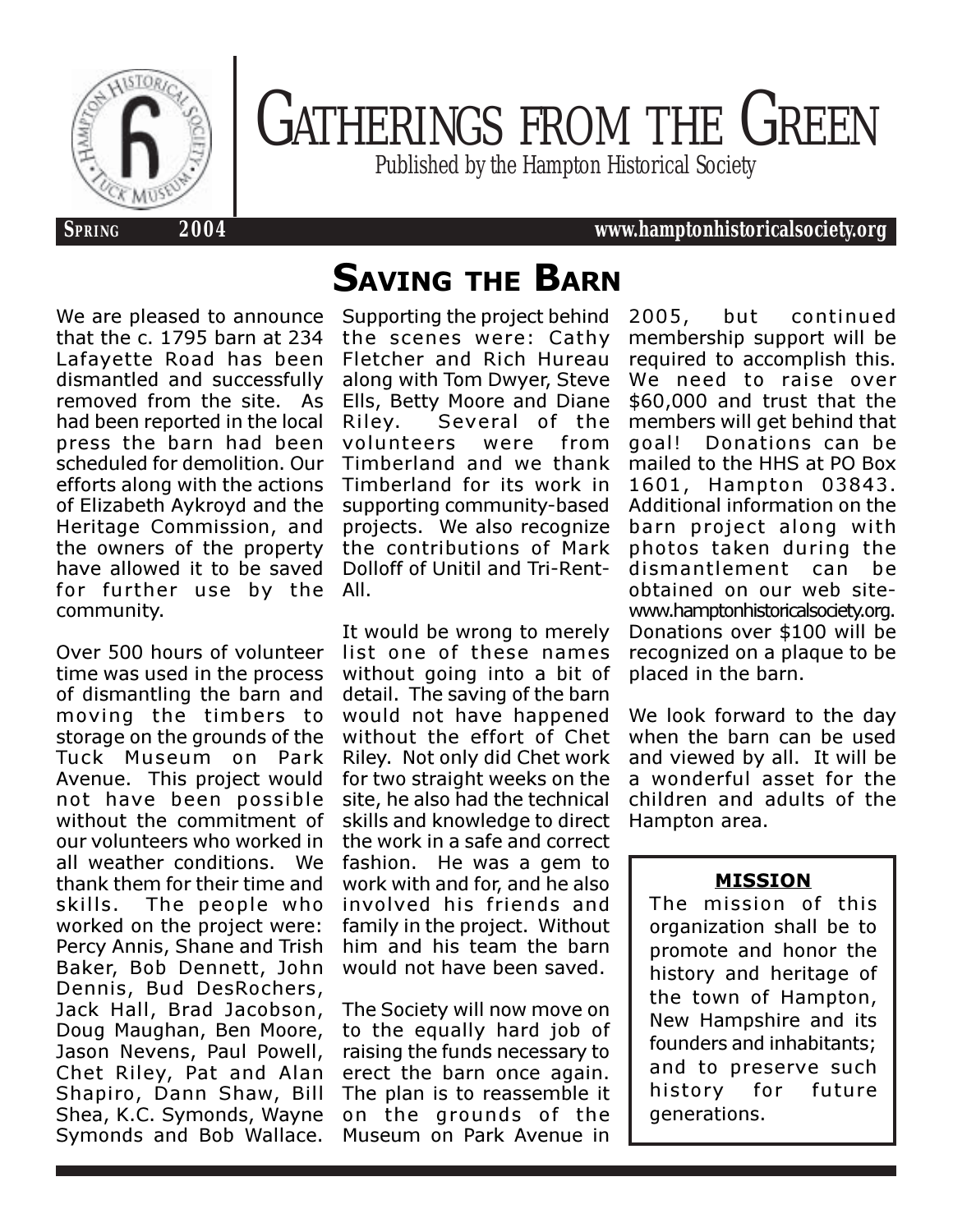# GATHERINGS FROM THE GREEN

Published by the Hampton Historical Society

**SPRING 2004** **www.hamptonhistoricalsociety.org**

## SAVING THE BARN

We are pleased to announce that the c. 1795 barn at 234 Lafayette Road has been dismantled and successfully removed from the site. As had been reported in the local press the barn had been scheduled for demolition. Our efforts along with the actions of Elizabeth Aykroyd and the Heritage Commission, and the owners of the property have allowed it to be saved for further use by the community.

Over 500 hours of volunteer time was used in the process of dismantling the barn and moving the timbers to storage on the grounds of the Tuck Museum on Park Avenue. This project would not have been possible without the commitment of our volunteers who worked in all weather conditions. We thank them for their time and skills. The people who worked on the project were: Percy Annis, Shane and Trish Baker, Bob Dennett, John Dennis, Bud DesRochers, Jack Hall, Brad Jacobson, Doug Maughan, Ben Moore, Jason Nevens, Paul Powell, Chet Riley, Pat and Alan Shapiro, Dann Shaw, Bill Shea, K.C. Symonds, Wayne Symonds and Bob Wallace. Supporting the project behind the scenes were: Cathy Fletcher and Rich Hureau along with Tom Dwyer, Steve Ells, Betty Moore and Diane Riley. Several of the volunteers were from Timberland and we thank Timberland for its work in supporting community-based projects. We also recognize the contributions of Mark Dolloff of Unitil and Tri-Rent-All.

It would be wrong to merely list one of these names without going into a bit of detail. The saving of the barn would not have happened without the effort of Chet Riley. Not only did Chet work for two straight weeks on the site, he also had the technical skills and knowledge to direct the work in a safe and correct fashion. He was a gem to work with and for, and he also involved his friends and family in the project. Without him and his team the barn would not have been saved.

The Society will now move on to the equally hard job of raising the funds necessary to erect the barn once again. The plan is to reassemble it on the grounds of the Museum on Park Avenue in 2005, but continued membership support will be required to accomplish this. We need to raise over $60,000 and trust that the members will get behind that goal! Donations can be mailed to the HHS at PO Box 1601, Hampton 03843. Additional information on the barn project along with photos taken during the dismantlement can be obtained on our web site- www.hamptonhistoricalsociety.org. Donations over $100 will be recognized on a plaque to be placed in the barn.

We look forward to the day when the barn can be used and viewed by all. It will be a wonderful asset for the children and adults of the Hampton area.

**MISSION**

The mission of this organization shall be to promote and honor the history and heritage of the town of Hampton, New Hampshire and its founders and inhabitants; and to preserve such history for future generations.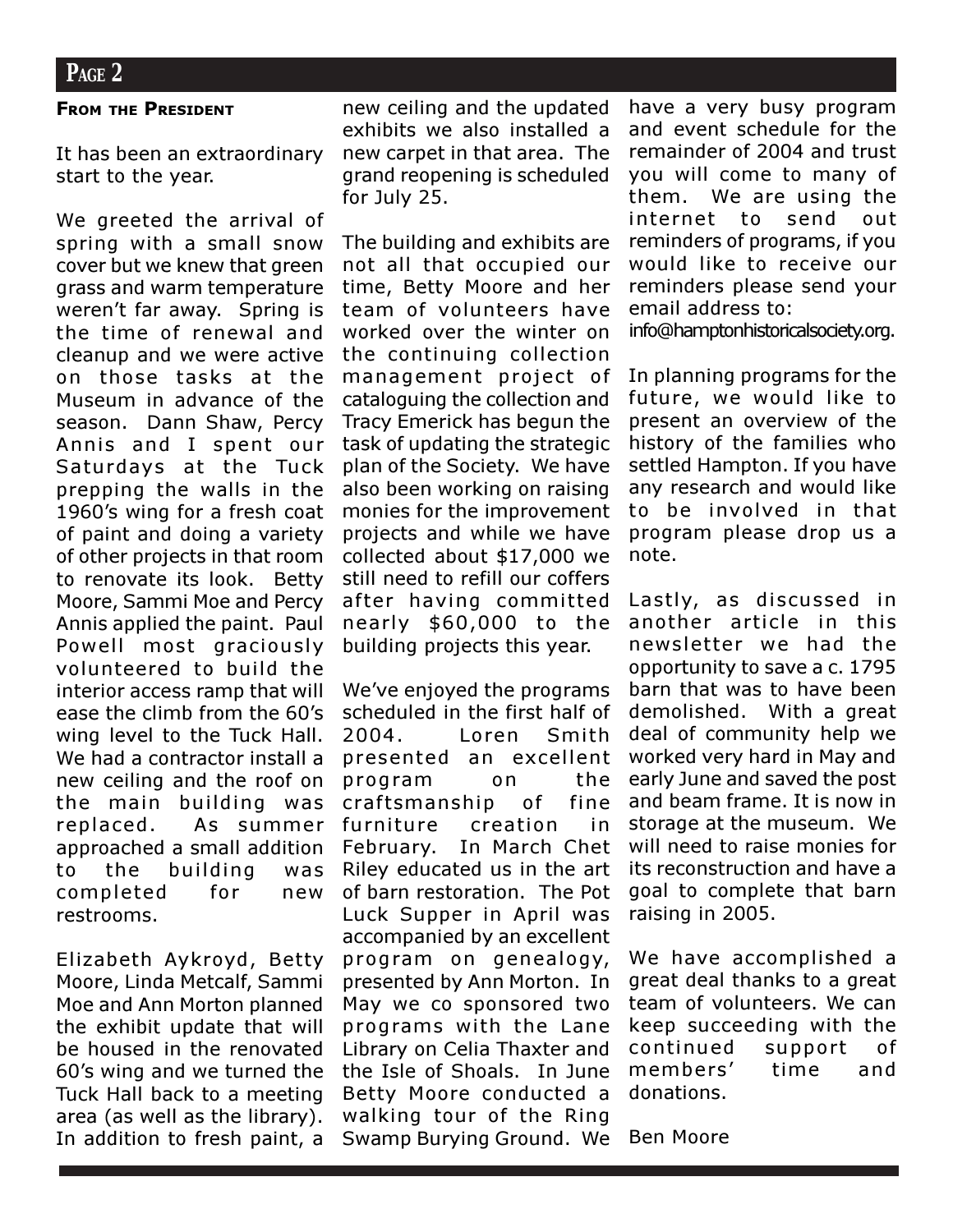## From the President

It has been an extraordinary start to the year.

We greeted the arrival of spring with a small snow cover but we knew that green grass and warm temperature weren't far away. Spring is the time of renewal and cleanup and we were active on those tasks at the Museum in advance of the season. Dann Shaw, Percy Annis and I spent our Saturdays at the Tuck prepping the walls in the 1960's wing for a fresh coat of paint and doing a variety of other projects in that room to renovate its look. Betty Moore, Sammi Moe and Percy Annis applied the paint. Paul Powell most graciously volunteered to build the interior access ramp that will ease the climb from the 60's wing level to the Tuck Hall. We had a contractor install a new ceiling and the roof on the main building was replaced. As summer approached a small addition to the building was completed for new restrooms.

Elizabeth Aykroyd, Betty Moore, Linda Metcalf, Sammi Moe and Ann Morton planned the exhibit update that will be housed in the renovated 60's wing and we turned the Tuck Hall back to a meeting area (as well as the library). In addition to fresh paint, a new ceiling and the updated exhibits we also installed a new carpet in that area. The grand reopening is scheduled for July 25.

The building and exhibits are not all that occupied our time, Betty Moore and her team of volunteers have worked over the winter on the continuing collection management project of cataloguing the collection and Tracy Emerick has begun the task of updating the strategic plan of the Society. We have also been working on raising monies for the improvement projects and while we have collected about $17,000 we still need to refill our coffers after having committed nearly $60,000 to the building projects this year.

We've enjoyed the programs scheduled in the first half of 2004. Loren Smith presented an excellent program on the craftsmanship of fine furniture creation in February. In March Chet Riley educated us in the art of barn restoration. The Pot Luck Supper in April was accompanied by an excellent program on genealogy, presented by Ann Morton. In May we co sponsored two programs with the Lane Library on Celia Thaxter and the Isle of Shoals. In June Betty Moore conducted a walking tour of the Ring Swamp Burying Ground. We have a very busy program and event schedule for the remainder of 2004 and trust you will come to many of them. We are using the internet to send out reminders of programs, if you would like to receive our reminders please send your email address to: info@hamptonhistoricalsociety.org.

In planning programs for the future, we would like to present an overview of the history of the families who settled Hampton. If you have any research and would like to be involved in that program please drop us a note.

Lastly, as discussed in another article in this newsletter we had the opportunity to save a c. 1795 barn that was to have been demolished. With a great deal of community help we worked very hard in May and early June and saved the post and beam frame. It is now in storage at the museum. We will need to raise monies for its reconstruction and have a goal to complete that barn raising in 2005.

We have accomplished a great deal thanks to a great team of volunteers. We can keep succeeding with the continued support of members' time and donations.

Ben Moore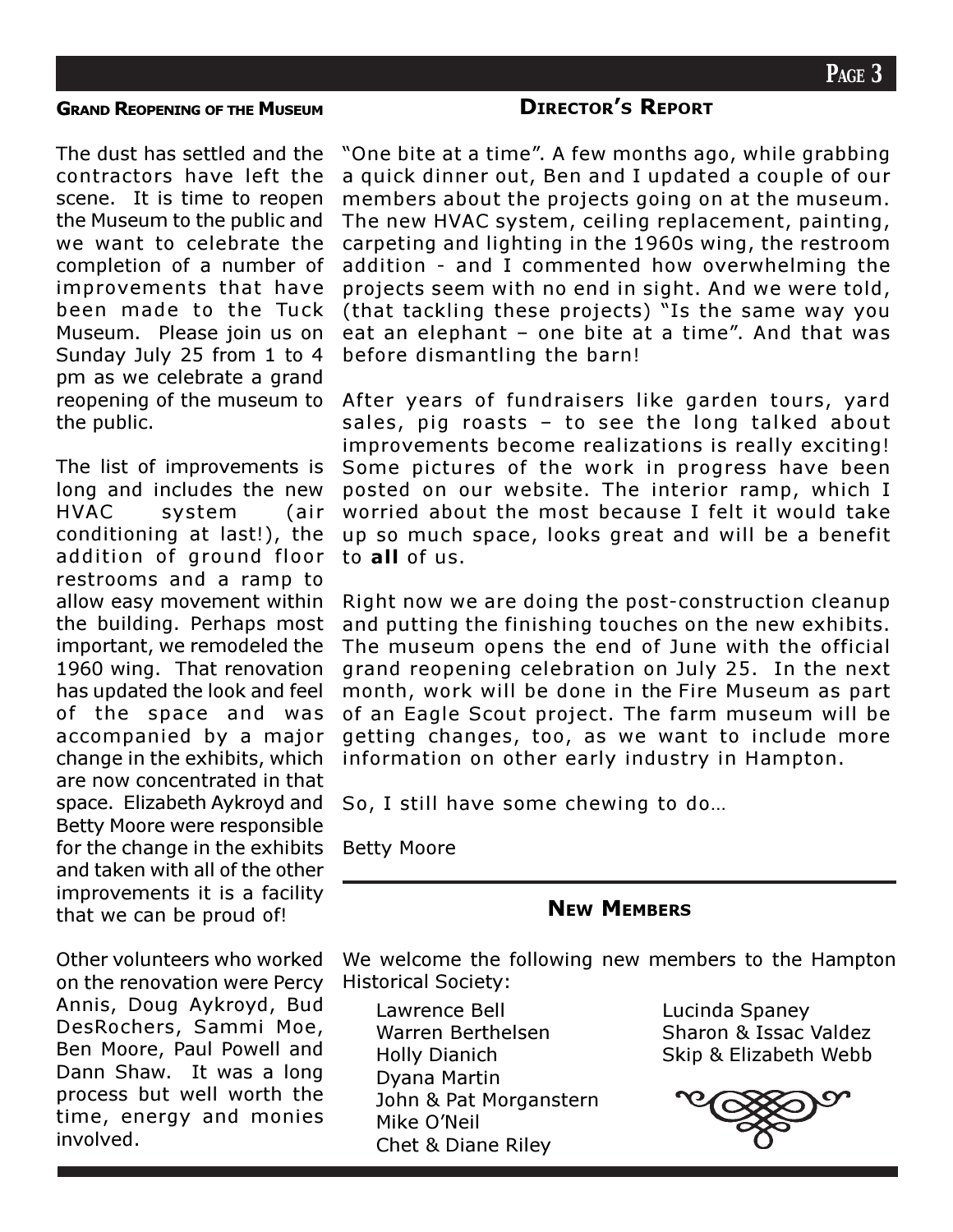## Grand Reopening of the Museum

The dust has settled and the contractors have left the scene. It is time to reopen the Museum to the public and we want to celebrate the completion of a number of improvements that have been made to the Tuck Museum. Please join us on Sunday July 25 from 1 to 4 pm as we celebrate a grand reopening of the museum to the public.

The list of improvements is long and includes the new HVAC system (air conditioning at last!), the addition of ground floor restrooms and a ramp to allow easy movement within the building. Perhaps most important, we remodeled the 1960 wing. That renovation has updated the look and feel of the space and was accompanied by a major change in the exhibits, which are now concentrated in that space. Elizabeth Aykroyd and Betty Moore were responsible for the change in the exhibits and taken with all of the other improvements it is a facility that we can be proud of!

Other volunteers who worked on the renovation were Percy Annis, Doug Aykroyd, Bud DesRochers, Sammi Moe, Ben Moore, Paul Powell and Dann Shaw. It was a long process but well worth the time, energy and monies involved.

## Director's Report

"One bite at a time". A few months ago, while grabbing a quick dinner out, Ben and I updated a couple of our members about the projects going on at the museum. The new HVAC system, ceiling replacement, painting, carpeting and lighting in the 1960s wing, the restroom addition - and I commented how overwhelming the projects seem with no end in sight. And we were told, (that tackling these projects) "Is the same way you eat an elephant – one bite at a time". And that was before dismantling the barn!

After years of fundraisers like garden tours, yard sales, pig roasts – to see the long talked about improvements become realizations is really exciting! Some pictures of the work in progress have been posted on our website. The interior ramp, which I worried about the most because I felt it would take up so much space, looks great and will be a benefit to **all** of us.

Right now we are doing the post-construction cleanup and putting the finishing touches on the new exhibits. The museum opens the end of June with the official grand reopening celebration on July 25. In the next month, work will be done in the Fire Museum as part of an Eagle Scout project. The farm museum will be getting changes, too, as we want to include more information on other early industry in Hampton.

So, I still have some chewing to do…

Betty Moore

## New Members

We welcome the following new members to the Hampton Historical Society:

- Lawrence Bell
- Warren Berthelsen
- Holly Dianich
- Dyana Martin
- John & Pat Morganstern
- Mike O'Neil
- Chet & Diane Riley
- Lucinda Spaney
- Sharon & Issac Valdez
- Skip & Elizabeth Webb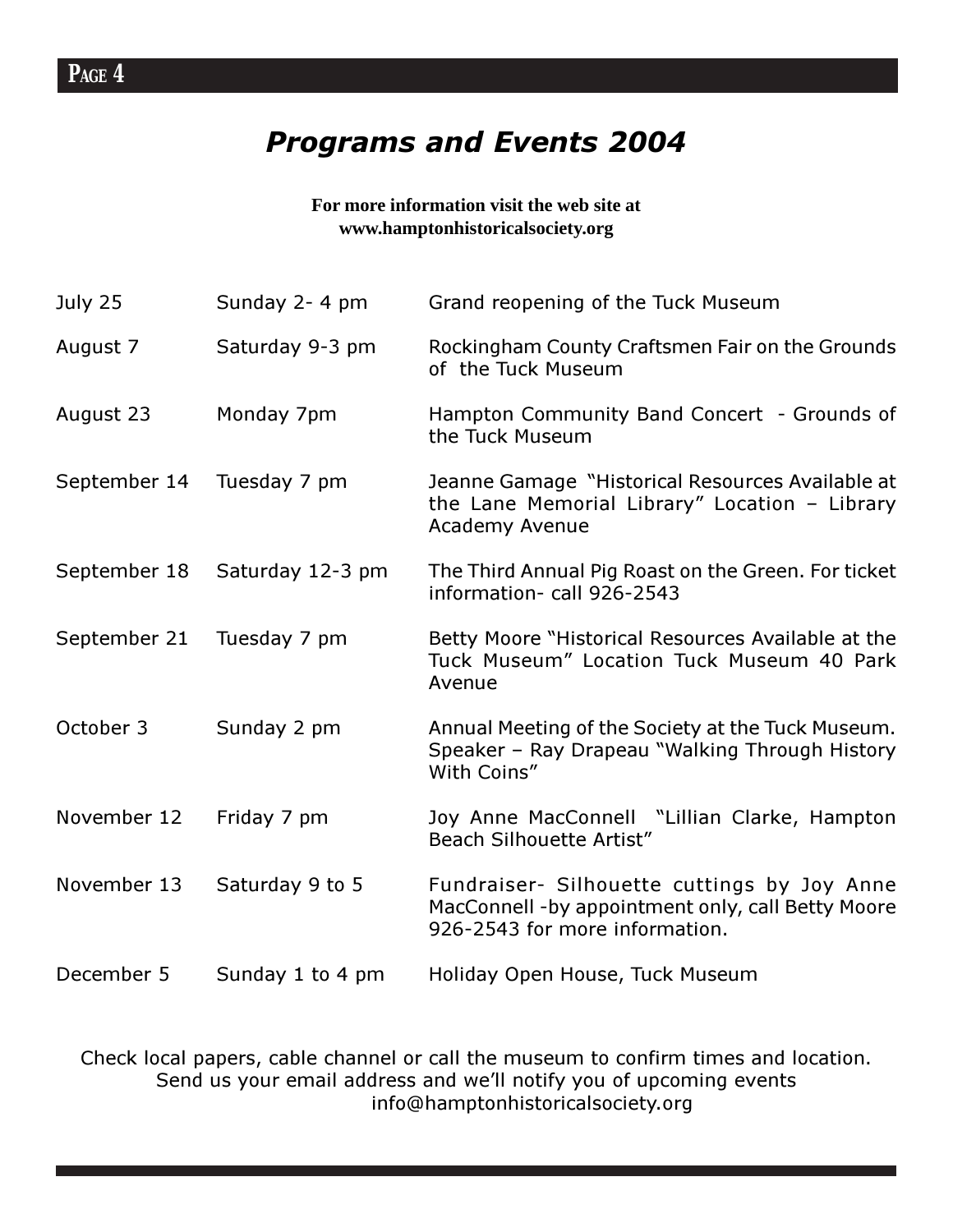# *Programs and Events 2004*

**For more information visit the web site at www.hamptonhistoricalsociety.org**

| | | |
|---|---|---|
| July 25 | Sunday 2- 4 pm | Grand reopening of the Tuck Museum |
| August 7 | Saturday 9-3 pm | Rockingham County Craftsmen Fair on the Grounds of the Tuck Museum |
| August 23 | Monday 7pm | Hampton Community Band Concert - Grounds of the Tuck Museum |
| September 14 | Tuesday 7 pm | Jeanne Gamage "Historical Resources Available at the Lane Memorial Library" Location – Library Academy Avenue |
| September 18 | Saturday 12-3 pm | The Third Annual Pig Roast on the Green. For ticket information- call 926-2543 |
| September 21 | Tuesday 7 pm | Betty Moore "Historical Resources Available at the Tuck Museum" Location Tuck Museum 40 Park Avenue |
| October 3 | Sunday 2 pm | Annual Meeting of the Society at the Tuck Museum. Speaker – Ray Drapeau "Walking Through History With Coins" |
| November 12 | Friday 7 pm | Joy Anne MacConnell "Lillian Clarke, Hampton Beach Silhouette Artist" |
| November 13 | Saturday 9 to 5 | Fundraiser- Silhouette cuttings by Joy Anne MacConnell -by appointment only, call Betty Moore 926-2543 for more information. |
| December 5 | Sunday 1 to 4 pm | Holiday Open House, Tuck Museum |

Check local papers, cable channel or call the museum to confirm times and location.
Send us your email address and we'll notify you of upcoming events
info@hamptonhistoricalsociety.org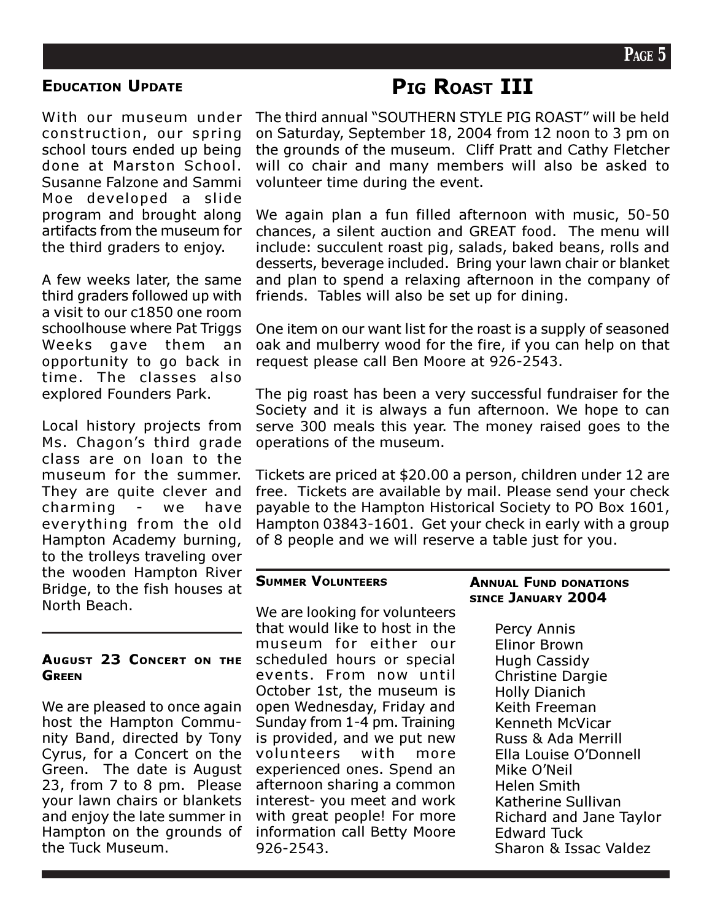## Education Update

With our museum under construction, our spring school tours ended up being done at Marston School. Susanne Falzone and Sammi Moe developed a slide program and brought along artifacts from the museum for the third graders to enjoy.

A few weeks later, the same third graders followed up with a visit to our c1850 one room schoolhouse where Pat Triggs Weeks gave them an opportunity to go back in time. The classes also explored Founders Park.

Local history projects from Ms. Chagon's third grade class are on loan to the museum for the summer. They are quite clever and charming - we have everything from the old Hampton Academy burning, to the trolleys traveling over the wooden Hampton River Bridge, to the fish houses at North Beach.

## August 23 Concert on the Green

We are pleased to once again host the Hampton Community Band, directed by Tony Cyrus, for a Concert on the Green. The date is August 23, from 7 to 8 pm. Please your lawn chairs or blankets and enjoy the late summer in Hampton on the grounds of the Tuck Museum.

# Pig Roast III

The third annual "SOUTHERN STYLE PIG ROAST" will be held on Saturday, September 18, 2004 from 12 noon to 3 pm on the grounds of the museum. Cliff Pratt and Cathy Fletcher will co chair and many members will also be asked to volunteer time during the event.

We again plan a fun filled afternoon with music, 50-50 chances, a silent auction and GREAT food. The menu will include: succulent roast pig, salads, baked beans, rolls and desserts, beverage included. Bring your lawn chair or blanket and plan to spend a relaxing afternoon in the company of friends. Tables will also be set up for dining.

One item on our want list for the roast is a supply of seasoned oak and mulberry wood for the fire, if you can help on that request please call Ben Moore at 926-2543.

The pig roast has been a very successful fundraiser for the Society and it is always a fun afternoon. We hope to can serve 300 meals this year. The money raised goes to the operations of the museum.

Tickets are priced at $20.00 a person, children under 12 are free. Tickets are available by mail. Please send your check payable to the Hampton Historical Society to PO Box 1601, Hampton 03843-1601. Get your check in early with a group of 8 people and we will reserve a table just for you.

## Summer Volunteers

We are looking for volunteers that would like to host in the museum for either our scheduled hours or special events. From now until October 1st, the museum is open Wednesday, Friday and Sunday from 1-4 pm. Training is provided, and we put new volunteers with more experienced ones. Spend an afternoon sharing a common interest- you meet and work with great people! For more information call Betty Moore 926-2543.

## Annual Fund donations since January 2004

Percy Annis
Elinor Brown
Hugh Cassidy
Christine Dargie
Holly Dianich
Keith Freeman
Kenneth McVicar
Russ & Ada Merrill
Ella Louise O'Donnell
Mike O'Neil
Helen Smith
Katherine Sullivan
Richard and Jane Taylor
Edward Tuck
Sharon & Issac Valdez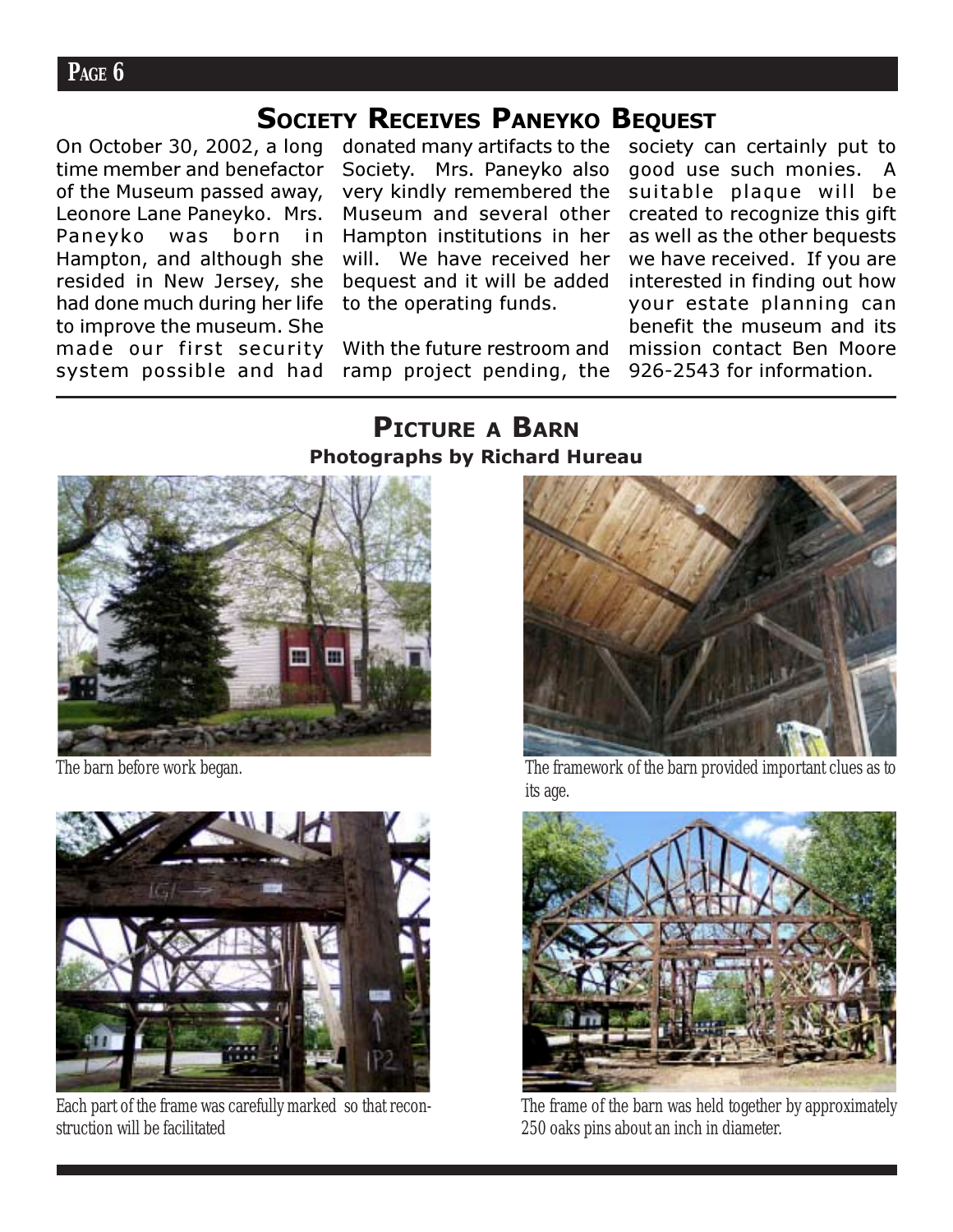## Society Receives Paneyko Bequest

On October 30, 2002, a long time member and benefactor of the Museum passed away, Leonore Lane Paneyko. Mrs. Paneyko was born in Hampton, and although she resided in New Jersey, she had done much during her life to improve the museum. She made our first security system possible and had donated many artifacts to the Society. Mrs. Paneyko also very kindly remembered the Museum and several other Hampton institutions in her will. We have received her bequest and it will be added to the operating funds.

With the future restroom and ramp project pending, the society can certainly put to good use such monies. A suitable plaque will be created to recognize this gift as well as the other bequests we have received. If you are interested in finding out how your estate planning can benefit the museum and its mission contact Ben Moore 926-2543 for information.

## Picture a Barn

**Photographs by Richard Hureau**

The barn before work began.

The framework of the barn provided important clues as to its age.

Each part of the frame was carefully marked so that reconstruction will be facilitated

The frame of the barn was held together by approximately 250 oaks pins about an inch in diameter.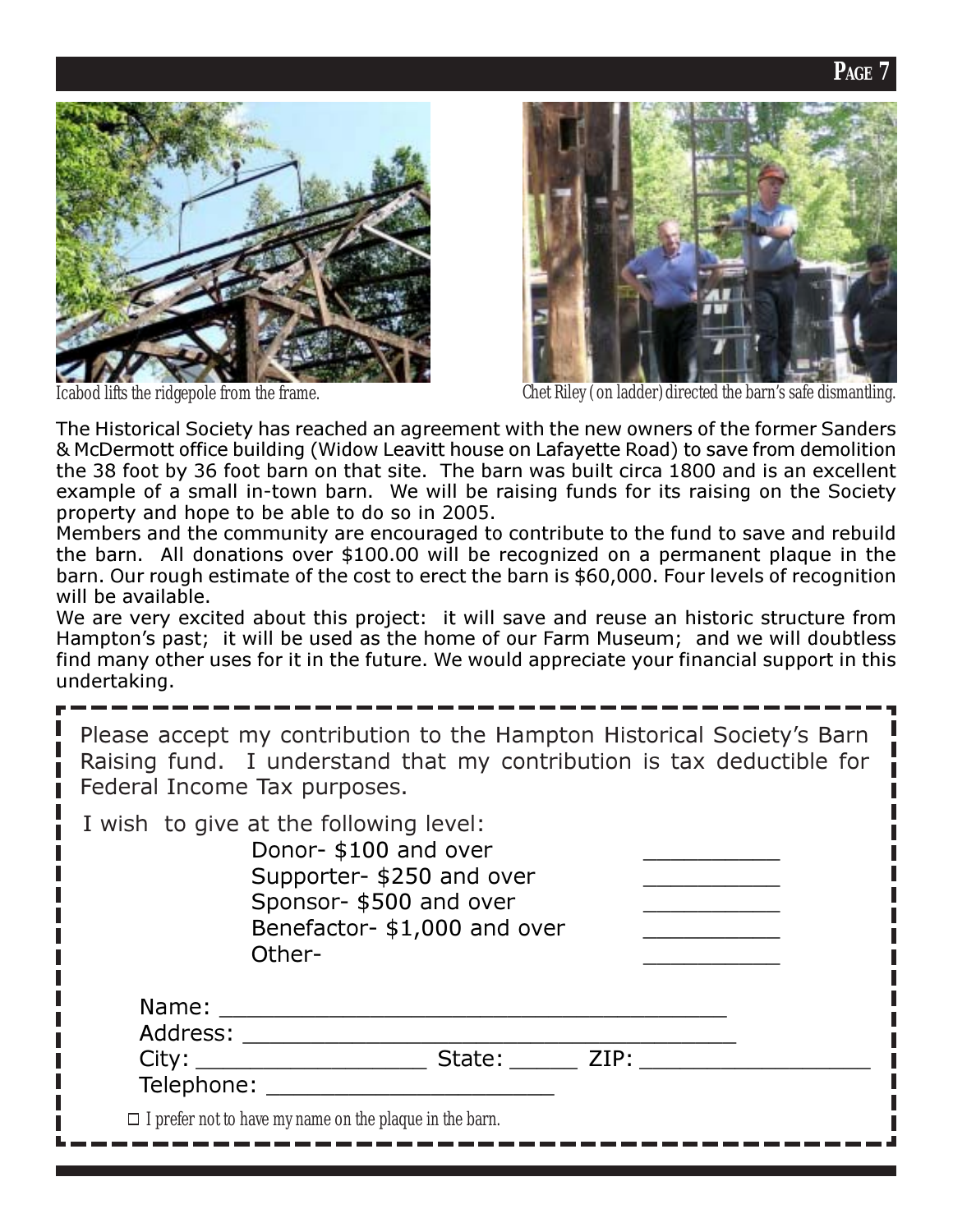Icabod lifts the ridgepole from the frame.

Chet Riley (on ladder) directed the barn's safe dismantling.

The Historical Society has reached an agreement with the new owners of the former Sanders & McDermott office building (Widow Leavitt house on Lafayette Road) to save from demolition the 38 foot by 36 foot barn on that site. The barn was built circa 1800 and is an excellent example of a small in-town barn. We will be raising funds for its raising on the Society property and hope to be able to do so in 2005.

Members and the community are encouraged to contribute to the fund to save and rebuild the barn. All donations over $100.00 will be recognized on a permanent plaque in the barn. Our rough estimate of the cost to erect the barn is $60,000. Four levels of recognition will be available.

We are very excited about this project: it will save and reuse an historic structure from Hampton's past; it will be used as the home of our Farm Museum; and we will doubtless find many other uses for it in the future. We would appreciate your financial support in this undertaking.

---

Please accept my contribution to the Hampton Historical Society's Barn Raising fund. I understand that my contribution is tax deductible for Federal Income Tax purposes.

I wish to give at the following level:

Donor- $100 and over __________
Supporter- $250 and over __________
Sponsor- $500 and over __________
Benefactor- $1,000 and over __________
Other- __________

Name: ______________________________________
Address: ____________________________________
City: __________________ State: _____ ZIP: _________________
Telephone: ______________________

☐ I prefer not to have my name on the plaque in the barn.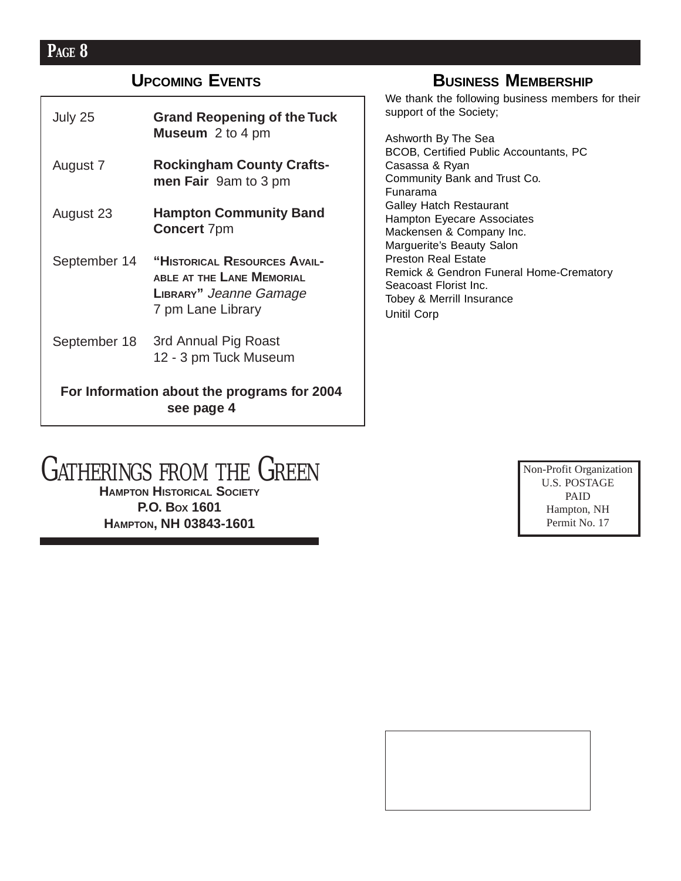## Upcoming Events

| | |
|---|---|
| July 25 | **Grand Reopening of the Tuck Museum** 2 to 4 pm |
| August 7 | **Rockingham County Craftsmen Fair** 9am to 3 pm |
| August 23 | **Hampton Community Band Concert** 7pm |
| September 14 | **"Historical Resources Available at the Lane Memorial Library"** *Jeanne Gamage* 7 pm Lane Library |
| September 18 | 3rd Annual Pig Roast 12 - 3 pm Tuck Museum |

**For Information about the programs for 2004 see page 4**

## Business Membership

We thank the following business members for their support of the Society;

Ashworth By The Sea
BCOB, Certified Public Accountants, PC
Casassa & Ryan
Community Bank and Trust Co.
Funarama
Galley Hatch Restaurant
Hampton Eyecare Associates
Mackensen & Company Inc.
Marguerite's Beauty Salon
Preston Real Estate
Remick & Gendron Funeral Home-Crematory
Seacoast Florist Inc.
Tobey & Merrill Insurance
Unitil Corp

# Gatherings from the Green

**Hampton Historical Society**
**P.O. Box 1601**
**Hampton, NH 03843-1601**

Non-Profit Organization
U.S. POSTAGE
PAID
Hampton, NH
Permit No. 17